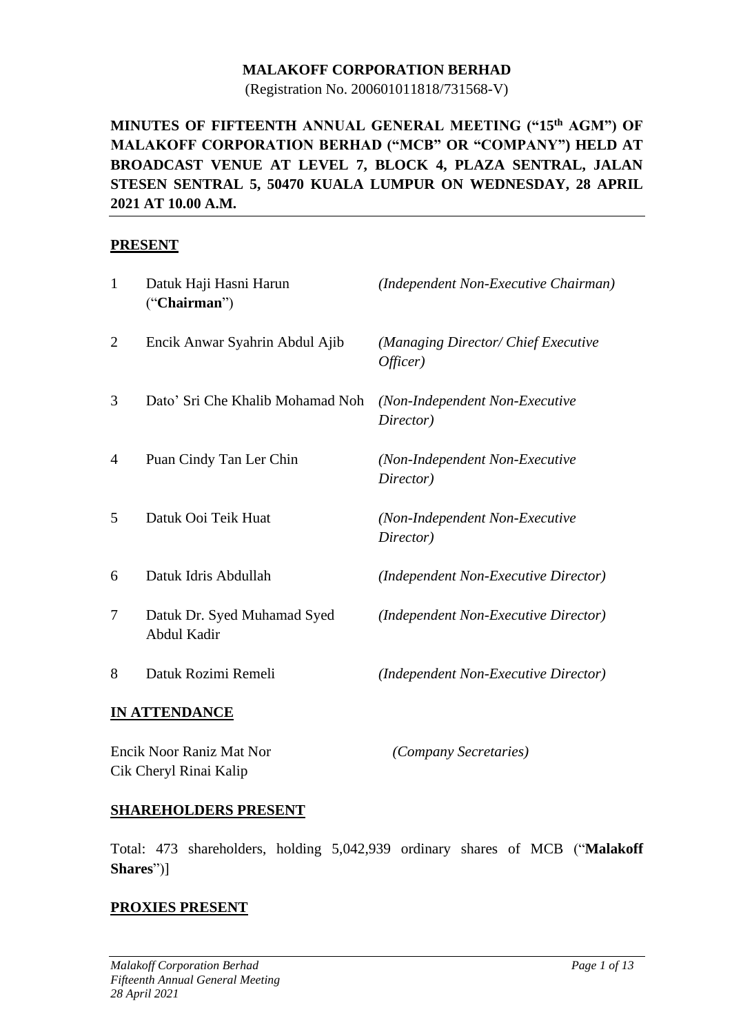**MALAKOFF CORPORATION BERHAD**
(Registration No. 200601011818/731568-V)

**MINUTES OF FIFTEENTH ANNUAL GENERAL MEETING ("15th AGM") OF MALAKOFF CORPORATION BERHAD ("MCB" OR "COMPANY") HELD AT BROADCAST VENUE AT LEVEL 7, BLOCK 4, PLAZA SENTRAL, JALAN STESEN SENTRAL 5, 50470 KUALA LUMPUR ON WEDNESDAY, 28 APRIL 2021 AT 10.00 A.M.**

**PRESENT**

| | | |
|---|---|---|
| 1 | Datuk Haji Hasni Harun ("**Chairman**") | *(Independent Non-Executive Chairman)* |
| 2 | Encik Anwar Syahrin Abdul Ajib | *(Managing Director/ Chief Executive Officer)* |
| 3 | Dato' Sri Che Khalib Mohamad Noh | *(Non-Independent Non-Executive Director)* |
| 4 | Puan Cindy Tan Ler Chin | *(Non-Independent Non-Executive Director)* |
| 5 | Datuk Ooi Teik Huat | *(Non-Independent Non-Executive Director)* |
| 6 | Datuk Idris Abdullah | *(Independent Non-Executive Director)* |
| 7 | Datuk Dr. Syed Muhamad Syed Abdul Kadir | *(Independent Non-Executive Director)* |
| 8 | Datuk Rozimi Remeli | *(Independent Non-Executive Director)* |

**IN ATTENDANCE**

Encik Noor Raniz Mat Nor
Cik Cheryl Rinai Kalip
*(Company Secretaries)*

**SHAREHOLDERS PRESENT**

Total: 473 shareholders, holding 5,042,939 ordinary shares of MCB ("**Malakoff Shares**")]

**PROXIES PRESENT**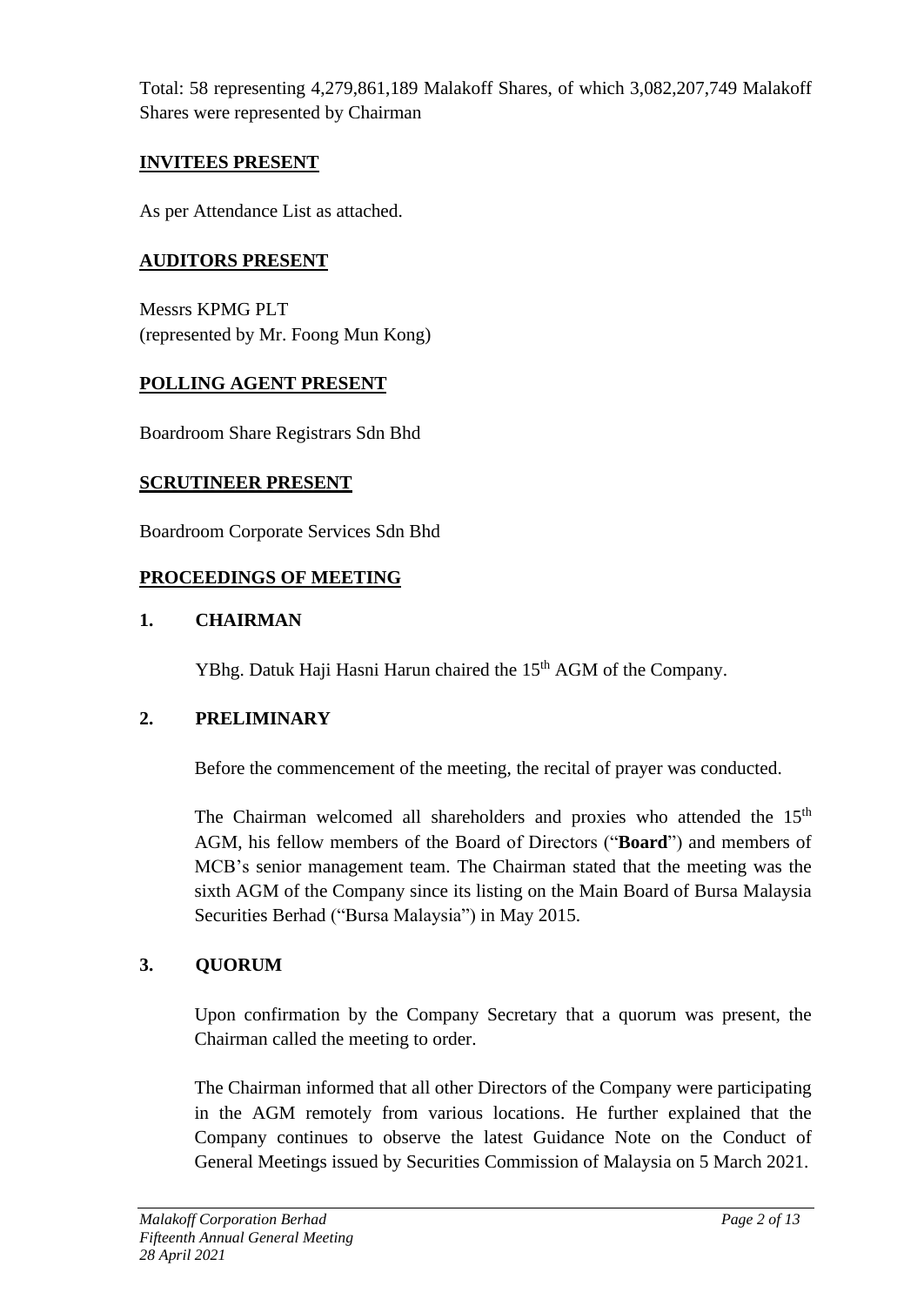Total: 58 representing 4,279,861,189 Malakoff Shares, of which 3,082,207,749 Malakoff Shares were represented by Chairman

## INVITEES PRESENT

As per Attendance List as attached.

## AUDITORS PRESENT

Messrs KPMG PLT
(represented by Mr. Foong Mun Kong)

## POLLING AGENT PRESENT

Boardroom Share Registrars Sdn Bhd

## SCRUTINEER PRESENT

Boardroom Corporate Services Sdn Bhd

## PROCEEDINGS OF MEETING

### 1. CHAIRMAN

YBhg. Datuk Haji Hasni Harun chaired the 15th AGM of the Company.

### 2. PRELIMINARY

Before the commencement of the meeting, the recital of prayer was conducted.

The Chairman welcomed all shareholders and proxies who attended the 15th AGM, his fellow members of the Board of Directors ("**Board**") and members of MCB's senior management team. The Chairman stated that the meeting was the sixth AGM of the Company since its listing on the Main Board of Bursa Malaysia Securities Berhad ("Bursa Malaysia") in May 2015.

### 3. QUORUM

Upon confirmation by the Company Secretary that a quorum was present, the Chairman called the meeting to order.

The Chairman informed that all other Directors of the Company were participating in the AGM remotely from various locations. He further explained that the Company continues to observe the latest Guidance Note on the Conduct of General Meetings issued by Securities Commission of Malaysia on 5 March 2021.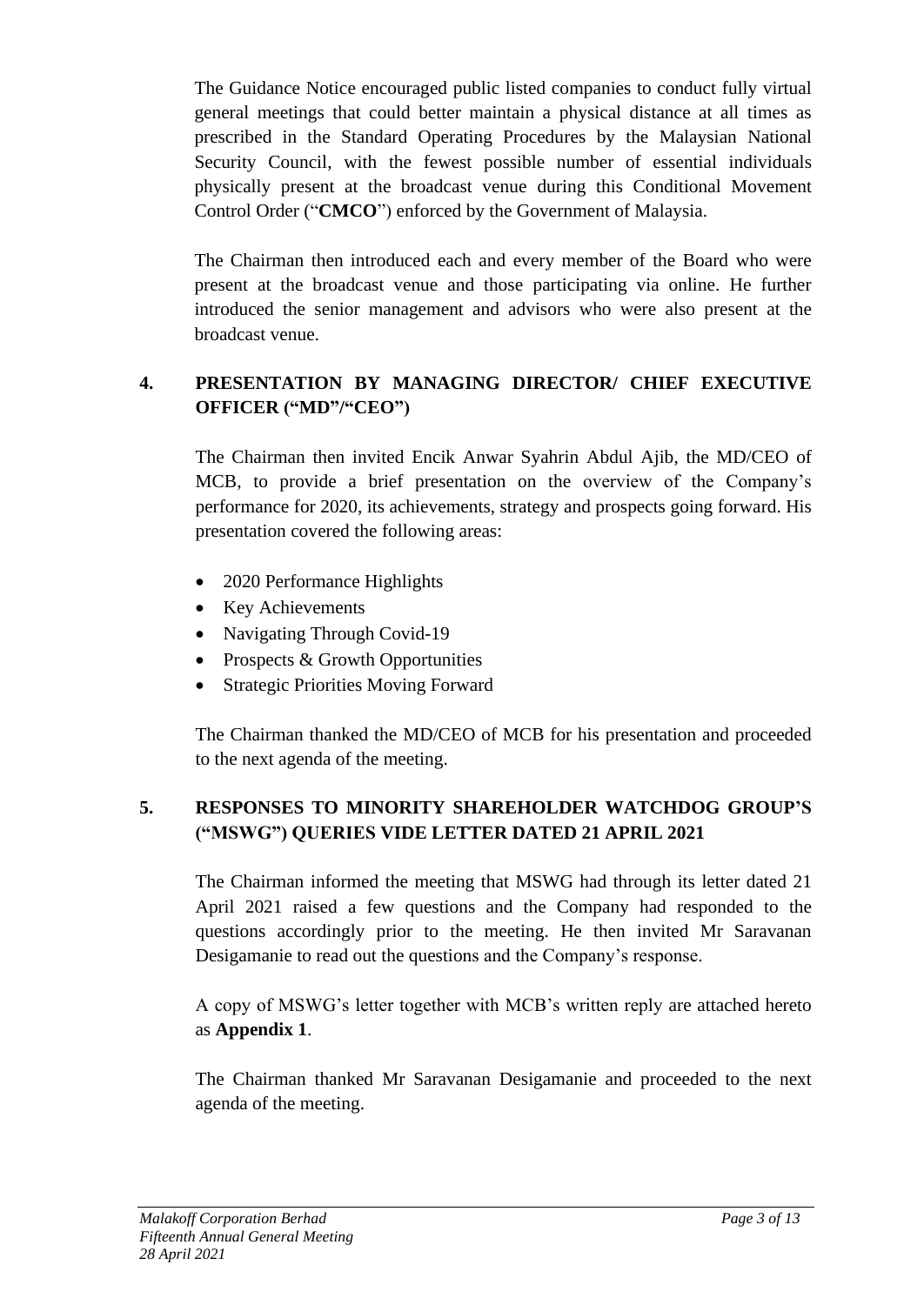The Guidance Notice encouraged public listed companies to conduct fully virtual general meetings that could better maintain a physical distance at all times as prescribed in the Standard Operating Procedures by the Malaysian National Security Council, with the fewest possible number of essential individuals physically present at the broadcast venue during this Conditional Movement Control Order ("**CMCO**") enforced by the Government of Malaysia.

The Chairman then introduced each and every member of the Board who were present at the broadcast venue and those participating via online. He further introduced the senior management and advisors who were also present at the broadcast venue.

## 4. PRESENTATION BY MANAGING DIRECTOR/ CHIEF EXECUTIVE OFFICER ("MD"/"CEO")

The Chairman then invited Encik Anwar Syahrin Abdul Ajib, the MD/CEO of MCB, to provide a brief presentation on the overview of the Company's performance for 2020, its achievements, strategy and prospects going forward. His presentation covered the following areas:

- 2020 Performance Highlights
- Key Achievements
- Navigating Through Covid-19
- Prospects & Growth Opportunities
- Strategic Priorities Moving Forward

The Chairman thanked the MD/CEO of MCB for his presentation and proceeded to the next agenda of the meeting.

## 5. RESPONSES TO MINORITY SHAREHOLDER WATCHDOG GROUP'S ("MSWG") QUERIES VIDE LETTER DATED 21 APRIL 2021

The Chairman informed the meeting that MSWG had through its letter dated 21 April 2021 raised a few questions and the Company had responded to the questions accordingly prior to the meeting. He then invited Mr Saravanan Desigamanie to read out the questions and the Company's response.

A copy of MSWG's letter together with MCB's written reply are attached hereto as **Appendix 1**.

The Chairman thanked Mr Saravanan Desigamanie and proceeded to the next agenda of the meeting.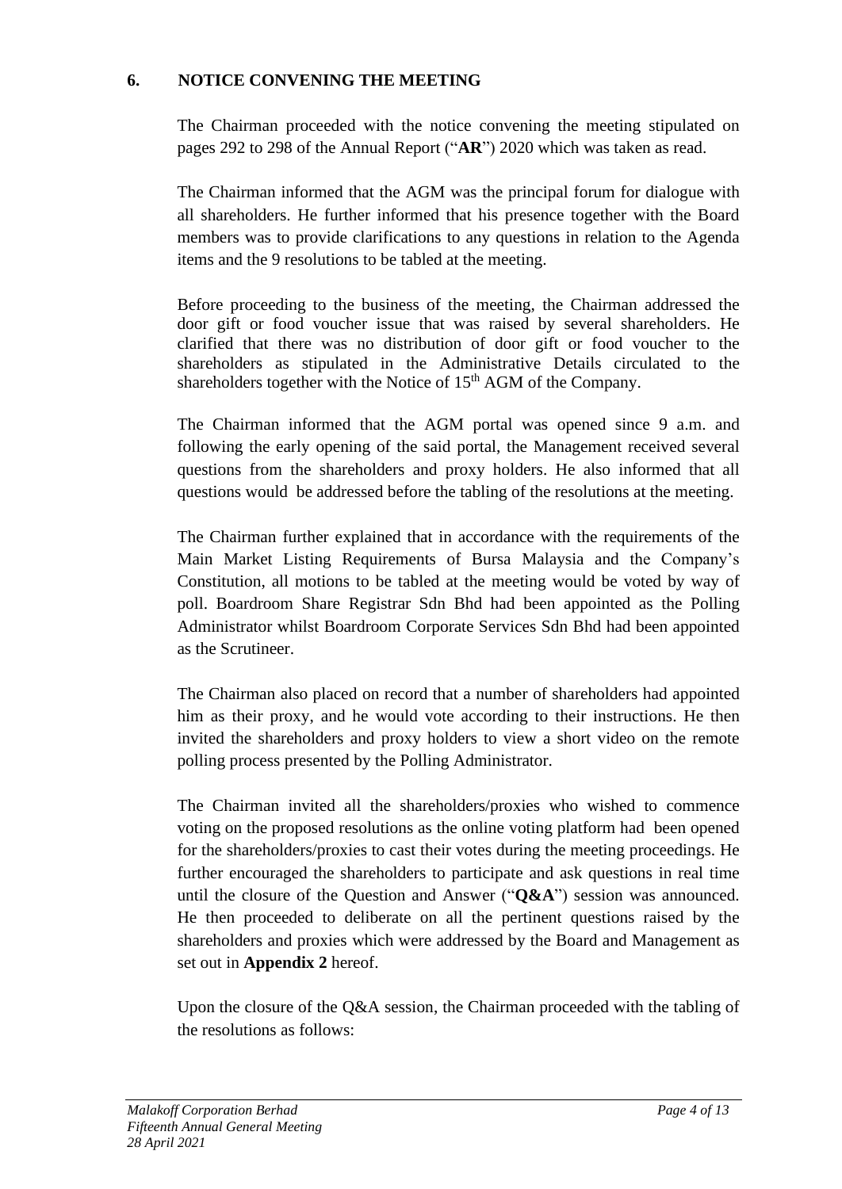## 6. NOTICE CONVENING THE MEETING

The Chairman proceeded with the notice convening the meeting stipulated on pages 292 to 298 of the Annual Report ("**AR**") 2020 which was taken as read.

The Chairman informed that the AGM was the principal forum for dialogue with all shareholders. He further informed that his presence together with the Board members was to provide clarifications to any questions in relation to the Agenda items and the 9 resolutions to be tabled at the meeting.

Before proceeding to the business of the meeting, the Chairman addressed the door gift or food voucher issue that was raised by several shareholders. He clarified that there was no distribution of door gift or food voucher to the shareholders as stipulated in the Administrative Details circulated to the shareholders together with the Notice of 15th AGM of the Company.

The Chairman informed that the AGM portal was opened since 9 a.m. and following the early opening of the said portal, the Management received several questions from the shareholders and proxy holders. He also informed that all questions would be addressed before the tabling of the resolutions at the meeting.

The Chairman further explained that in accordance with the requirements of the Main Market Listing Requirements of Bursa Malaysia and the Company's Constitution, all motions to be tabled at the meeting would be voted by way of poll. Boardroom Share Registrar Sdn Bhd had been appointed as the Polling Administrator whilst Boardroom Corporate Services Sdn Bhd had been appointed as the Scrutineer.

The Chairman also placed on record that a number of shareholders had appointed him as their proxy, and he would vote according to their instructions. He then invited the shareholders and proxy holders to view a short video on the remote polling process presented by the Polling Administrator.

The Chairman invited all the shareholders/proxies who wished to commence voting on the proposed resolutions as the online voting platform had been opened for the shareholders/proxies to cast their votes during the meeting proceedings. He further encouraged the shareholders to participate and ask questions in real time until the closure of the Question and Answer ("**Q&A**") session was announced. He then proceeded to deliberate on all the pertinent questions raised by the shareholders and proxies which were addressed by the Board and Management as set out in **Appendix 2** hereof.

Upon the closure of the Q&A session, the Chairman proceeded with the tabling of the resolutions as follows: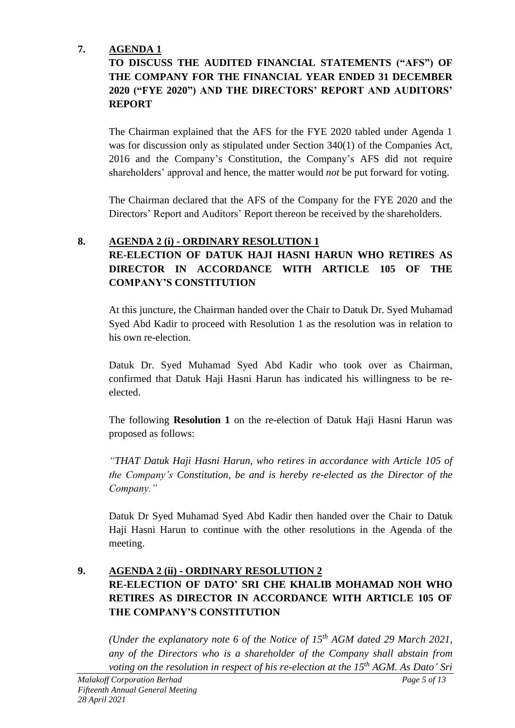## 7. AGENDA 1

**TO DISCUSS THE AUDITED FINANCIAL STATEMENTS ("AFS") OF THE COMPANY FOR THE FINANCIAL YEAR ENDED 31 DECEMBER 2020 ("FYE 2020") AND THE DIRECTORS' REPORT AND AUDITORS' REPORT**

The Chairman explained that the AFS for the FYE 2020 tabled under Agenda 1 was for discussion only as stipulated under Section 340(1) of the Companies Act, 2016 and the Company's Constitution, the Company's AFS did not require shareholders' approval and hence, the matter would *not* be put forward for voting.

The Chairman declared that the AFS of the Company for the FYE 2020 and the Directors' Report and Auditors' Report thereon be received by the shareholders.

## 8. AGENDA 2 (i) - ORDINARY RESOLUTION 1

**RE-ELECTION OF DATUK HAJI HASNI HARUN WHO RETIRES AS DIRECTOR IN ACCORDANCE WITH ARTICLE 105 OF THE COMPANY'S CONSTITUTION**

At this juncture, the Chairman handed over the Chair to Datuk Dr. Syed Muhamad Syed Abd Kadir to proceed with Resolution 1 as the resolution was in relation to his own re-election.

Datuk Dr. Syed Muhamad Syed Abd Kadir who took over as Chairman, confirmed that Datuk Haji Hasni Harun has indicated his willingness to be re-elected.

The following **Resolution 1** on the re-election of Datuk Haji Hasni Harun was proposed as follows:

*"THAT Datuk Haji Hasni Harun, who retires in accordance with Article 105 of the Company's Constitution, be and is hereby re-elected as the Director of the Company."*

Datuk Dr Syed Muhamad Syed Abd Kadir then handed over the Chair to Datuk Haji Hasni Harun to continue with the other resolutions in the Agenda of the meeting.

## 9. AGENDA 2 (ii) - ORDINARY RESOLUTION 2

**RE-ELECTION OF DATO' SRI CHE KHALIB MOHAMAD NOH WHO RETIRES AS DIRECTOR IN ACCORDANCE WITH ARTICLE 105 OF THE COMPANY'S CONSTITUTION**

*(Under the explanatory note 6 of the Notice of 15th AGM dated 29 March 2021, any of the Directors who is a shareholder of the Company shall abstain from voting on the resolution in respect of his re-election at the 15th AGM. As Dato' Sri*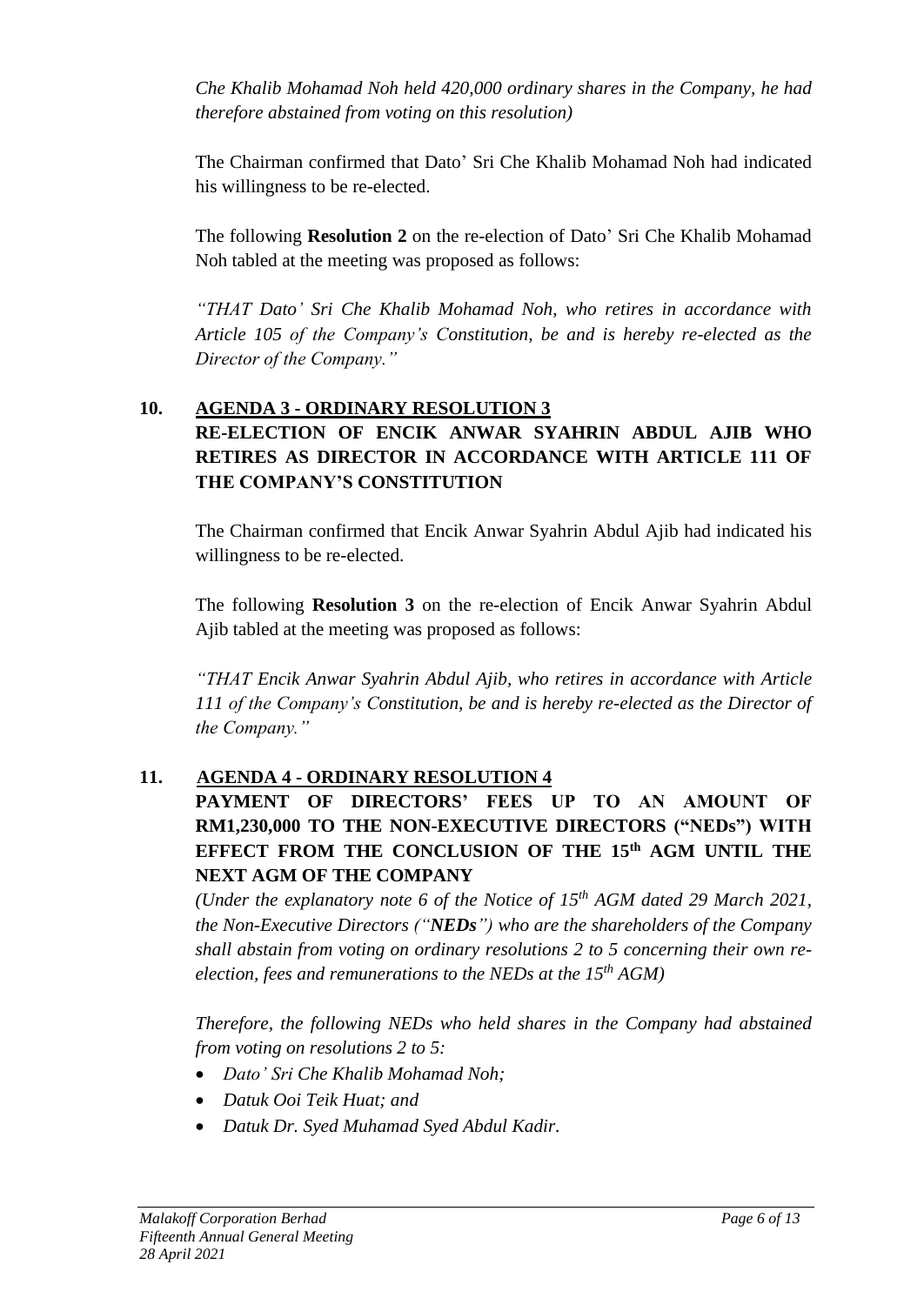*Che Khalib Mohamad Noh held 420,000 ordinary shares in the Company, he had therefore abstained from voting on this resolution)*

The Chairman confirmed that Dato' Sri Che Khalib Mohamad Noh had indicated his willingness to be re-elected.

The following **Resolution 2** on the re-election of Dato' Sri Che Khalib Mohamad Noh tabled at the meeting was proposed as follows:

*"THAT Dato' Sri Che Khalib Mohamad Noh, who retires in accordance with Article 105 of the Company's Constitution, be and is hereby re-elected as the Director of the Company."*

## 10. AGENDA 3 - ORDINARY RESOLUTION 3

**RE-ELECTION OF ENCIK ANWAR SYAHRIN ABDUL AJIB WHO RETIRES AS DIRECTOR IN ACCORDANCE WITH ARTICLE 111 OF THE COMPANY'S CONSTITUTION**

The Chairman confirmed that Encik Anwar Syahrin Abdul Ajib had indicated his willingness to be re-elected.

The following **Resolution 3** on the re-election of Encik Anwar Syahrin Abdul Ajib tabled at the meeting was proposed as follows:

*"THAT Encik Anwar Syahrin Abdul Ajib, who retires in accordance with Article 111 of the Company's Constitution, be and is hereby re-elected as the Director of the Company."*

## 11. AGENDA 4 - ORDINARY RESOLUTION 4

**PAYMENT OF DIRECTORS' FEES UP TO AN AMOUNT OF RM1,230,000 TO THE NON-EXECUTIVE DIRECTORS ("NEDs") WITH EFFECT FROM THE CONCLUSION OF THE 15th AGM UNTIL THE NEXT AGM OF THE COMPANY**

*(Under the explanatory note 6 of the Notice of 15th AGM dated 29 March 2021, the Non-Executive Directors ("**NEDs**") who are the shareholders of the Company shall abstain from voting on ordinary resolutions 2 to 5 concerning their own re-election, fees and remunerations to the NEDs at the 15th AGM)*

*Therefore, the following NEDs who held shares in the Company had abstained from voting on resolutions 2 to 5:*

- *Dato' Sri Che Khalib Mohamad Noh;*
- *Datuk Ooi Teik Huat; and*
- *Datuk Dr. Syed Muhamad Syed Abdul Kadir.*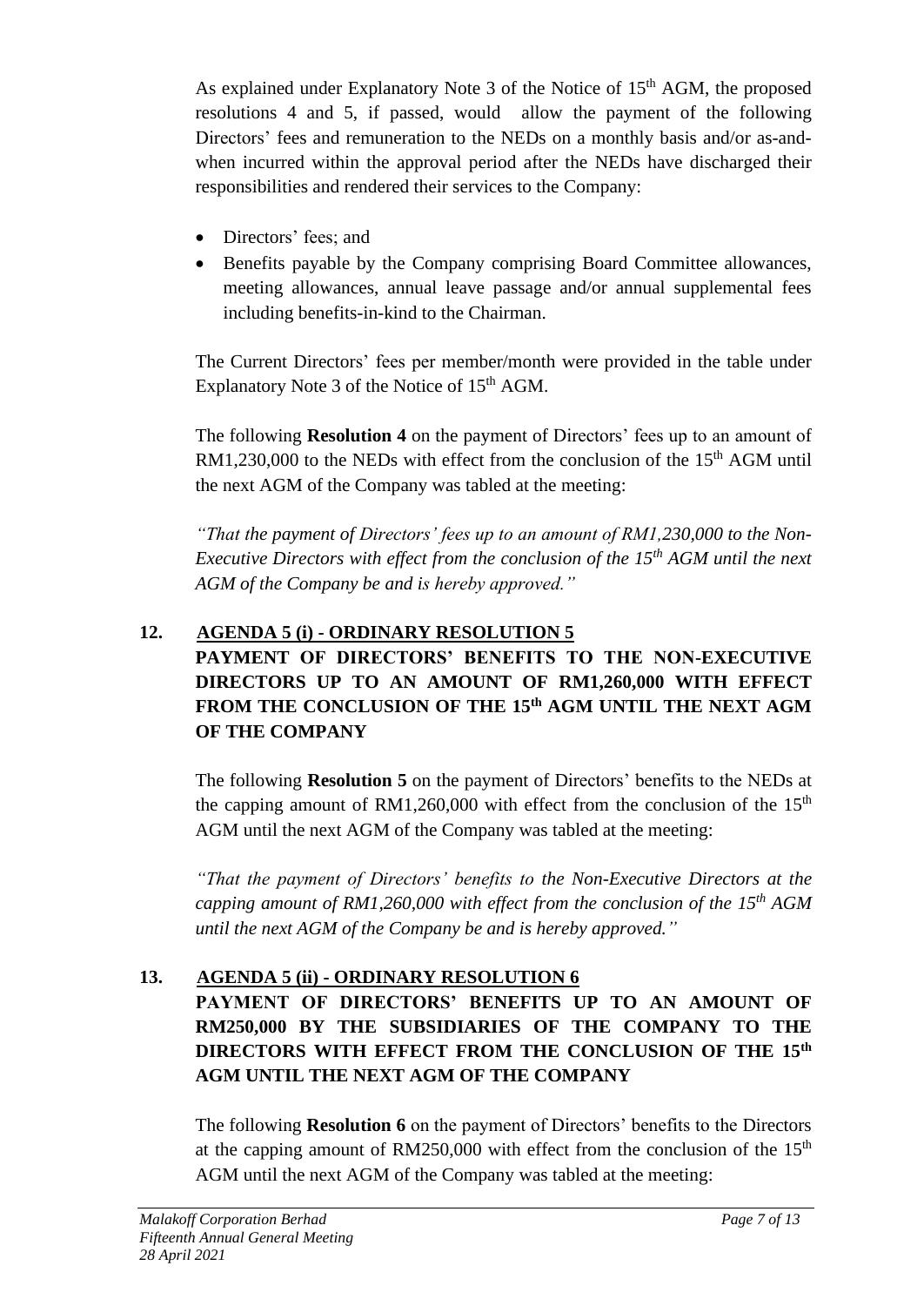As explained under Explanatory Note 3 of the Notice of 15th AGM, the proposed resolutions 4 and 5, if passed, would allow the payment of the following Directors' fees and remuneration to the NEDs on a monthly basis and/or as-and-when incurred within the approval period after the NEDs have discharged their responsibilities and rendered their services to the Company:

- Directors' fees; and
- Benefits payable by the Company comprising Board Committee allowances, meeting allowances, annual leave passage and/or annual supplemental fees including benefits-in-kind to the Chairman.

The Current Directors' fees per member/month were provided in the table under Explanatory Note 3 of the Notice of 15th AGM.

The following **Resolution 4** on the payment of Directors' fees up to an amount of RM1,230,000 to the NEDs with effect from the conclusion of the 15th AGM until the next AGM of the Company was tabled at the meeting:

*"That the payment of Directors' fees up to an amount of RM1,230,000 to the Non-Executive Directors with effect from the conclusion of the 15th AGM until the next AGM of the Company be and is hereby approved."*

## 12. AGENDA 5 (i) - ORDINARY RESOLUTION 5

**PAYMENT OF DIRECTORS' BENEFITS TO THE NON-EXECUTIVE DIRECTORS UP TO AN AMOUNT OF RM1,260,000 WITH EFFECT FROM THE CONCLUSION OF THE 15th AGM UNTIL THE NEXT AGM OF THE COMPANY**

The following **Resolution 5** on the payment of Directors' benefits to the NEDs at the capping amount of RM1,260,000 with effect from the conclusion of the 15th AGM until the next AGM of the Company was tabled at the meeting:

*"That the payment of Directors' benefits to the Non-Executive Directors at the capping amount of RM1,260,000 with effect from the conclusion of the 15th AGM until the next AGM of the Company be and is hereby approved."*

## 13. AGENDA 5 (ii) - ORDINARY RESOLUTION 6

**PAYMENT OF DIRECTORS' BENEFITS UP TO AN AMOUNT OF RM250,000 BY THE SUBSIDIARIES OF THE COMPANY TO THE DIRECTORS WITH EFFECT FROM THE CONCLUSION OF THE 15th AGM UNTIL THE NEXT AGM OF THE COMPANY**

The following **Resolution 6** on the payment of Directors' benefits to the Directors at the capping amount of RM250,000 with effect from the conclusion of the 15th AGM until the next AGM of the Company was tabled at the meeting: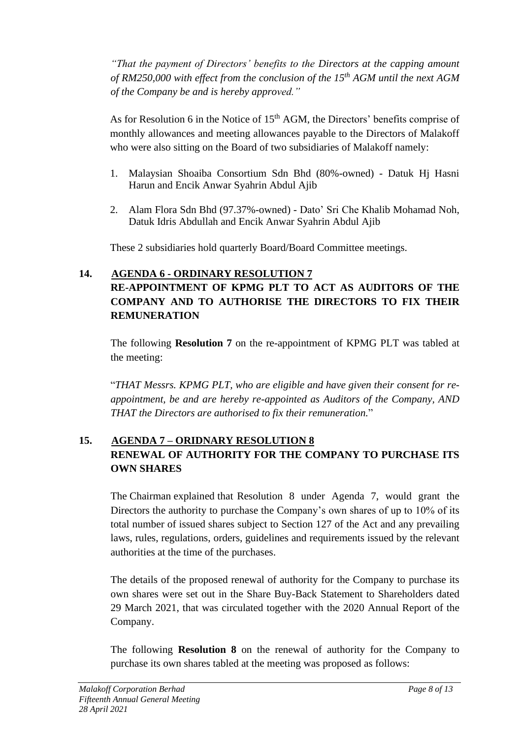*"That the payment of Directors' benefits to the Directors at the capping amount of RM250,000 with effect from the conclusion of the 15th AGM until the next AGM of the Company be and is hereby approved."*

As for Resolution 6 in the Notice of 15th AGM, the Directors' benefits comprise of monthly allowances and meeting allowances payable to the Directors of Malakoff who were also sitting on the Board of two subsidiaries of Malakoff namely:

1. Malaysian Shoaiba Consortium Sdn Bhd (80%-owned) - Datuk Hj Hasni Harun and Encik Anwar Syahrin Abdul Ajib
2. Alam Flora Sdn Bhd (97.37%-owned) - Dato' Sri Che Khalib Mohamad Noh, Datuk Idris Abdullah and Encik Anwar Syahrin Abdul Ajib

These 2 subsidiaries hold quarterly Board/Board Committee meetings.

## 14. AGENDA 6 - ORDINARY RESOLUTION 7 RE-APPOINTMENT OF KPMG PLT TO ACT AS AUDITORS OF THE COMPANY AND TO AUTHORISE THE DIRECTORS TO FIX THEIR REMUNERATION

The following **Resolution 7** on the re-appointment of KPMG PLT was tabled at the meeting:

"*THAT Messrs. KPMG PLT, who are eligible and have given their consent for re-appointment, be and are hereby re-appointed as Auditors of the Company, AND THAT the Directors are authorised to fix their remuneration.*"

## 15. AGENDA 7 – ORIDNARY RESOLUTION 8 RENEWAL OF AUTHORITY FOR THE COMPANY TO PURCHASE ITS OWN SHARES

The Chairman explained that Resolution 8 under Agenda 7, would grant the Directors the authority to purchase the Company's own shares of up to 10% of its total number of issued shares subject to Section 127 of the Act and any prevailing laws, rules, regulations, orders, guidelines and requirements issued by the relevant authorities at the time of the purchases.

The details of the proposed renewal of authority for the Company to purchase its own shares were set out in the Share Buy-Back Statement to Shareholders dated 29 March 2021, that was circulated together with the 2020 Annual Report of the Company.

The following **Resolution 8** on the renewal of authority for the Company to purchase its own shares tabled at the meeting was proposed as follows: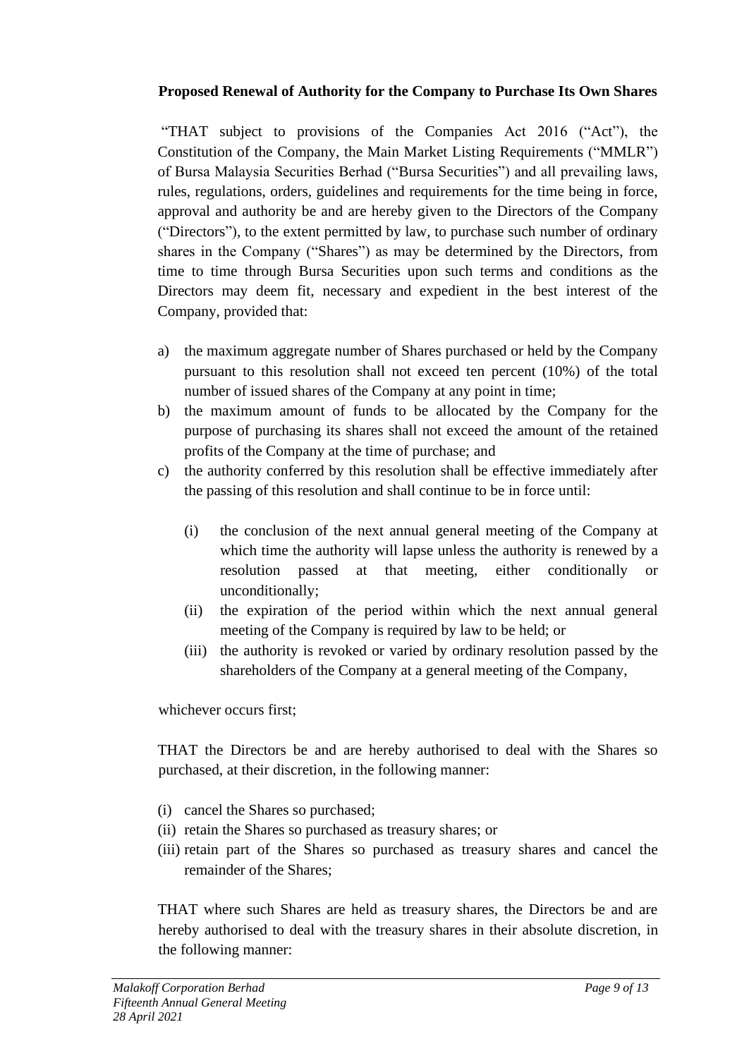**Proposed Renewal of Authority for the Company to Purchase Its Own Shares**

"THAT subject to provisions of the Companies Act 2016 ("Act"), the Constitution of the Company, the Main Market Listing Requirements ("MMLR") of Bursa Malaysia Securities Berhad ("Bursa Securities") and all prevailing laws, rules, regulations, orders, guidelines and requirements for the time being in force, approval and authority be and are hereby given to the Directors of the Company ("Directors"), to the extent permitted by law, to purchase such number of ordinary shares in the Company ("Shares") as may be determined by the Directors, from time to time through Bursa Securities upon such terms and conditions as the Directors may deem fit, necessary and expedient in the best interest of the Company, provided that:

a) the maximum aggregate number of Shares purchased or held by the Company pursuant to this resolution shall not exceed ten percent (10%) of the total number of issued shares of the Company at any point in time;
b) the maximum amount of funds to be allocated by the Company for the purpose of purchasing its shares shall not exceed the amount of the retained profits of the Company at the time of purchase; and
c) the authority conferred by this resolution shall be effective immediately after the passing of this resolution and shall continue to be in force until:

    (i) the conclusion of the next annual general meeting of the Company at which time the authority will lapse unless the authority is renewed by a resolution passed at that meeting, either conditionally or unconditionally;
    (ii) the expiration of the period within which the next annual general meeting of the Company is required by law to be held; or
    (iii) the authority is revoked or varied by ordinary resolution passed by the shareholders of the Company at a general meeting of the Company,

whichever occurs first;

THAT the Directors be and are hereby authorised to deal with the Shares so purchased, at their discretion, in the following manner:

(i) cancel the Shares so purchased;
(ii) retain the Shares so purchased as treasury shares; or
(iii) retain part of the Shares so purchased as treasury shares and cancel the remainder of the Shares;

THAT where such Shares are held as treasury shares, the Directors be and are hereby authorised to deal with the treasury shares in their absolute discretion, in the following manner: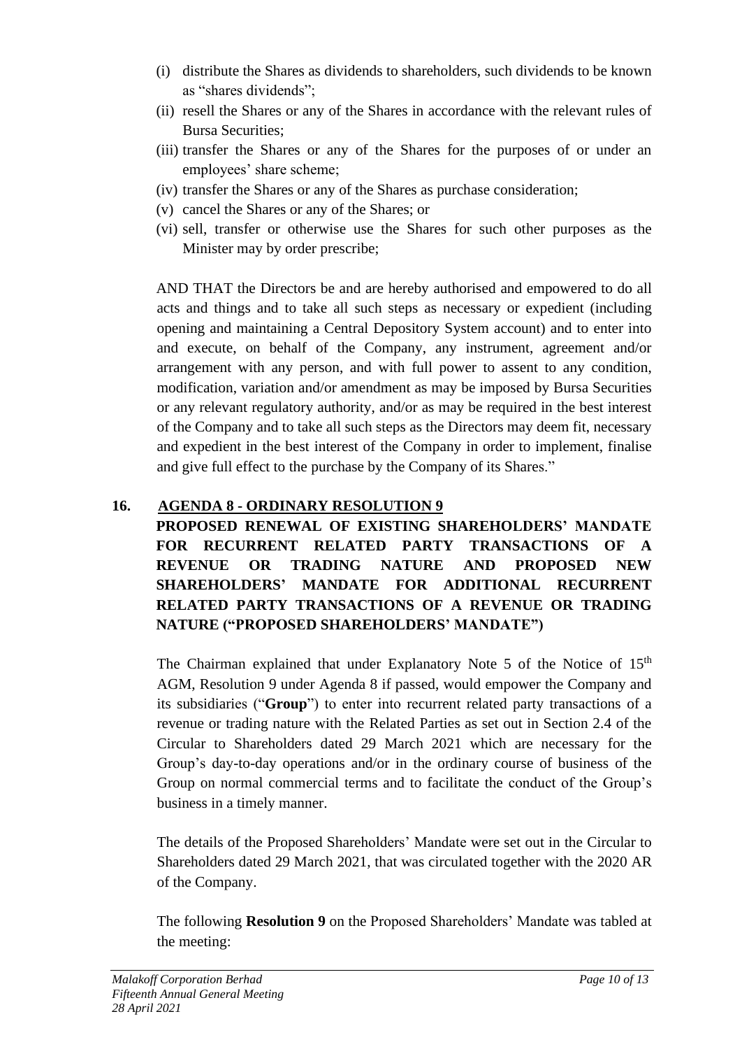(i) distribute the Shares as dividends to shareholders, such dividends to be known as "shares dividends";
(ii) resell the Shares or any of the Shares in accordance with the relevant rules of Bursa Securities;
(iii) transfer the Shares or any of the Shares for the purposes of or under an employees' share scheme;
(iv) transfer the Shares or any of the Shares as purchase consideration;
(v) cancel the Shares or any of the Shares; or
(vi) sell, transfer or otherwise use the Shares for such other purposes as the Minister may by order prescribe;

AND THAT the Directors be and are hereby authorised and empowered to do all acts and things and to take all such steps as necessary or expedient (including opening and maintaining a Central Depository System account) and to enter into and execute, on behalf of the Company, any instrument, agreement and/or arrangement with any person, and with full power to assent to any condition, modification, variation and/or amendment as may be imposed by Bursa Securities or any relevant regulatory authority, and/or as may be required in the best interest of the Company and to take all such steps as the Directors may deem fit, necessary and expedient in the best interest of the Company in order to implement, finalise and give full effect to the purchase by the Company of its Shares."

## 16. AGENDA 8 - ORDINARY RESOLUTION 9

**PROPOSED RENEWAL OF EXISTING SHAREHOLDERS' MANDATE FOR RECURRENT RELATED PARTY TRANSACTIONS OF A REVENUE OR TRADING NATURE AND PROPOSED NEW SHAREHOLDERS' MANDATE FOR ADDITIONAL RECURRENT RELATED PARTY TRANSACTIONS OF A REVENUE OR TRADING NATURE ("PROPOSED SHAREHOLDERS' MANDATE")**

The Chairman explained that under Explanatory Note 5 of the Notice of 15th AGM, Resolution 9 under Agenda 8 if passed, would empower the Company and its subsidiaries ("**Group**") to enter into recurrent related party transactions of a revenue or trading nature with the Related Parties as set out in Section 2.4 of the Circular to Shareholders dated 29 March 2021 which are necessary for the Group's day-to-day operations and/or in the ordinary course of business of the Group on normal commercial terms and to facilitate the conduct of the Group's business in a timely manner.

The details of the Proposed Shareholders' Mandate were set out in the Circular to Shareholders dated 29 March 2021, that was circulated together with the 2020 AR of the Company.

The following **Resolution 9** on the Proposed Shareholders' Mandate was tabled at the meeting: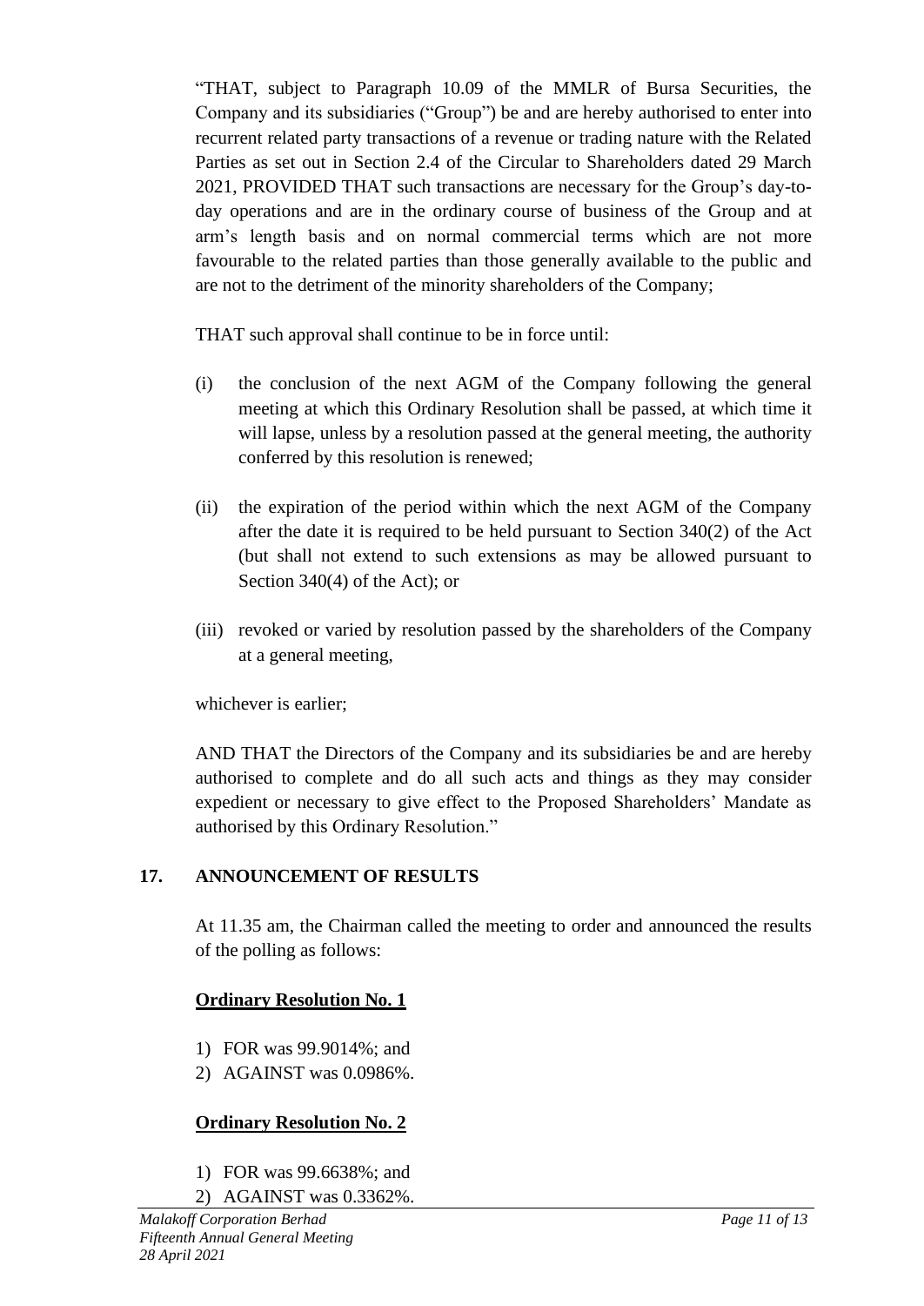"THAT, subject to Paragraph 10.09 of the MMLR of Bursa Securities, the Company and its subsidiaries ("Group") be and are hereby authorised to enter into recurrent related party transactions of a revenue or trading nature with the Related Parties as set out in Section 2.4 of the Circular to Shareholders dated 29 March 2021, PROVIDED THAT such transactions are necessary for the Group's day-to-day operations and are in the ordinary course of business of the Group and at arm's length basis and on normal commercial terms which are not more favourable to the related parties than those generally available to the public and are not to the detriment of the minority shareholders of the Company;

THAT such approval shall continue to be in force until:

(i) the conclusion of the next AGM of the Company following the general meeting at which this Ordinary Resolution shall be passed, at which time it will lapse, unless by a resolution passed at the general meeting, the authority conferred by this resolution is renewed;

(ii) the expiration of the period within which the next AGM of the Company after the date it is required to be held pursuant to Section 340(2) of the Act (but shall not extend to such extensions as may be allowed pursuant to Section 340(4) of the Act); or

(iii) revoked or varied by resolution passed by the shareholders of the Company at a general meeting,

whichever is earlier;

AND THAT the Directors of the Company and its subsidiaries be and are hereby authorised to complete and do all such acts and things as they may consider expedient or necessary to give effect to the Proposed Shareholders' Mandate as authorised by this Ordinary Resolution."

## 17. ANNOUNCEMENT OF RESULTS

At 11.35 am, the Chairman called the meeting to order and announced the results of the polling as follows:

**Ordinary Resolution No. 1**

1) FOR was 99.9014%; and
2) AGAINST was 0.0986%.

**Ordinary Resolution No. 2**

1) FOR was 99.6638%; and
2) AGAINST was 0.3362%.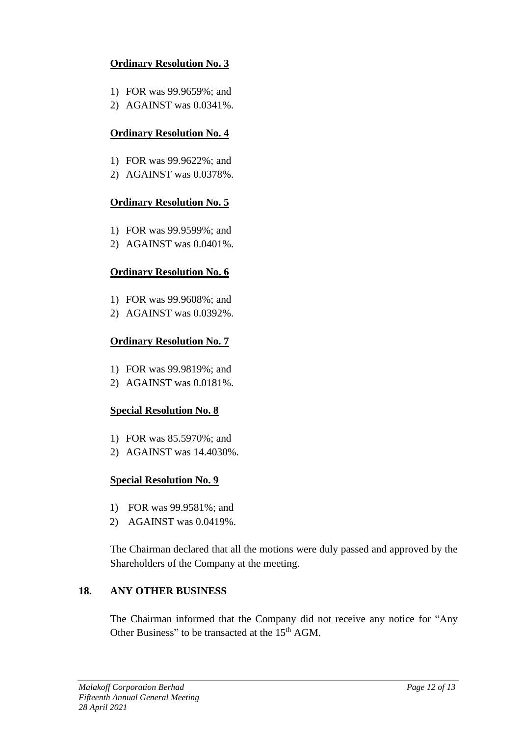**Ordinary Resolution No. 3**

1) FOR was 99.9659%; and
2) AGAINST was 0.0341%.

**Ordinary Resolution No. 4**

1) FOR was 99.9622%; and
2) AGAINST was 0.0378%.

**Ordinary Resolution No. 5**

1) FOR was 99.9599%; and
2) AGAINST was 0.0401%.

**Ordinary Resolution No. 6**

1) FOR was 99.9608%; and
2) AGAINST was 0.0392%.

**Ordinary Resolution No. 7**

1) FOR was 99.9819%; and
2) AGAINST was 0.0181%.

**Special Resolution No. 8**

1) FOR was 85.5970%; and
2) AGAINST was 14.4030%.

**Special Resolution No. 9**

1) FOR was 99.9581%; and
2) AGAINST was 0.0419%.

The Chairman declared that all the motions were duly passed and approved by the Shareholders of the Company at the meeting.

## 18. ANY OTHER BUSINESS

The Chairman informed that the Company did not receive any notice for "Any Other Business" to be transacted at the 15th AGM.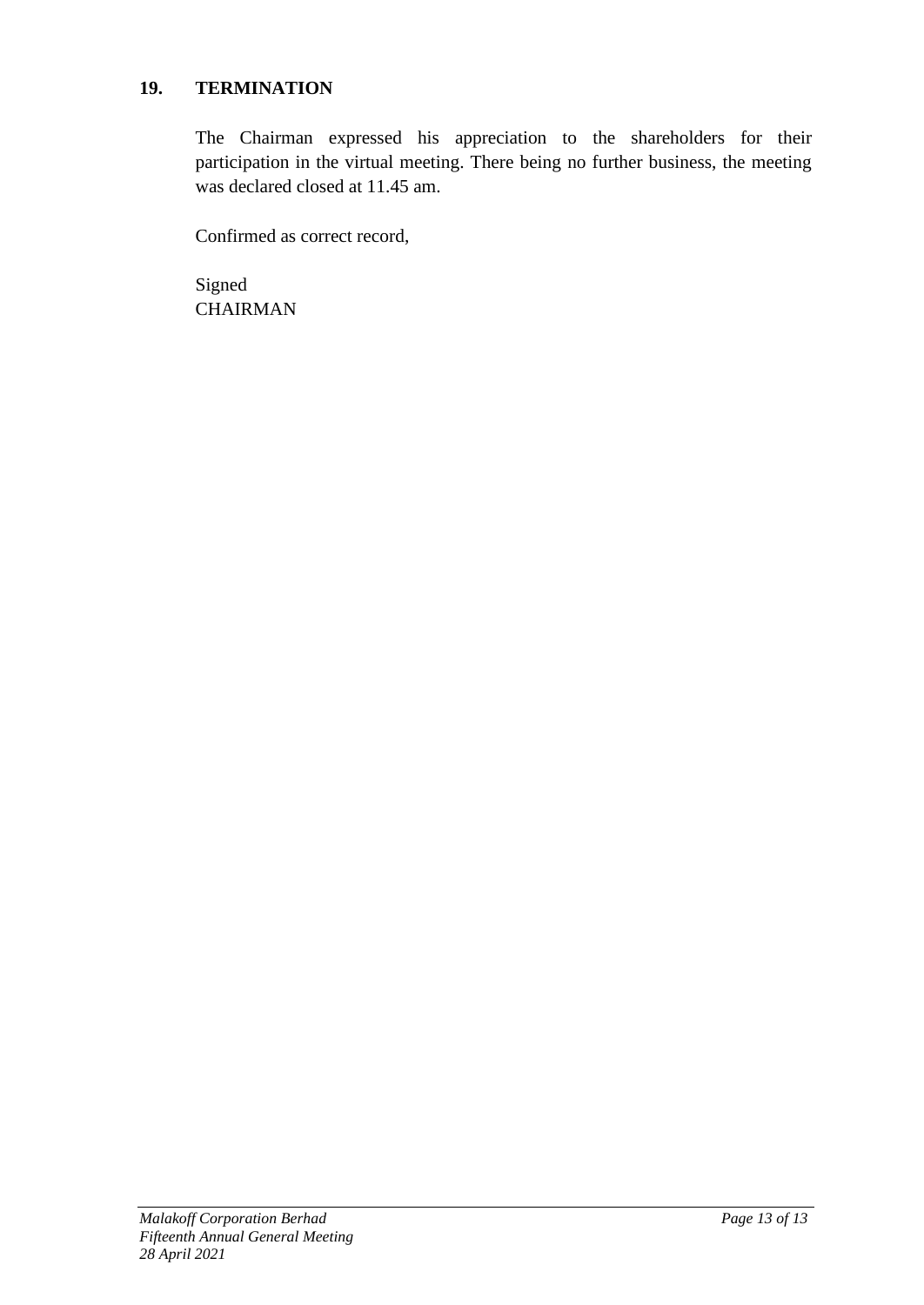## 19. TERMINATION

The Chairman expressed his appreciation to the shareholders for their participation in the virtual meeting. There being no further business, the meeting was declared closed at 11.45 am.

Confirmed as correct record,

Signed
CHAIRMAN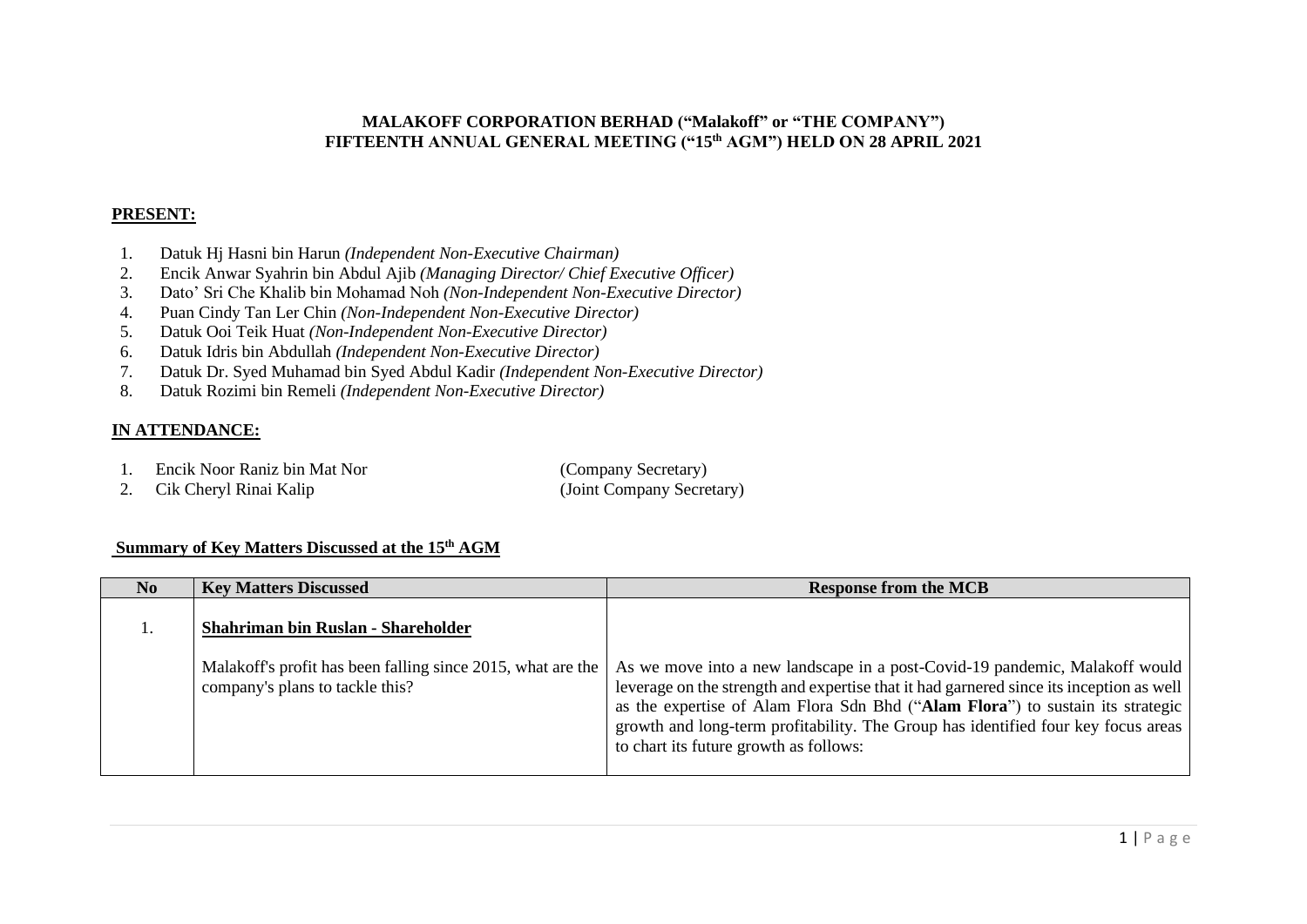**MALAKOFF CORPORATION BERHAD ("Malakoff" or "THE COMPANY")**
**FIFTEENTH ANNUAL GENERAL MEETING ("15th AGM") HELD ON 28 APRIL 2021**

**PRESENT:**

1. Datuk Hj Hasni bin Harun *(Independent Non-Executive Chairman)*
2. Encik Anwar Syahrin bin Abdul Ajib *(Managing Director/ Chief Executive Officer)*
3. Dato' Sri Che Khalib bin Mohamad Noh *(Non-Independent Non-Executive Director)*
4. Puan Cindy Tan Ler Chin *(Non-Independent Non-Executive Director)*
5. Datuk Ooi Teik Huat *(Non-Independent Non-Executive Director)*
6. Datuk Idris bin Abdullah *(Independent Non-Executive Director)*
7. Datuk Dr. Syed Muhamad bin Syed Abdul Kadir *(Independent Non-Executive Director)*
8. Datuk Rozimi bin Remeli *(Independent Non-Executive Director)*

**IN ATTENDANCE:**

1. Encik Noor Raniz bin Mat Nor (Company Secretary)
2. Cik Cheryl Rinai Kalip (Joint Company Secretary)

**Summary of Key Matters Discussed at the 15th AGM**

| No | Key Matters Discussed | Response from the MCB |
|---|---|---|
| 1. | **Shahriman bin Ruslan - Shareholder**<br><br>Malakoff's profit has been falling since 2015, what are the company's plans to tackle this? | As we move into a new landscape in a post-Covid-19 pandemic, Malakoff would leverage on the strength and expertise that it had garnered since its inception as well as the expertise of Alam Flora Sdn Bhd ("**Alam Flora**") to sustain its strategic growth and long-term profitability. The Group has identified four key focus areas to chart its future growth as follows: |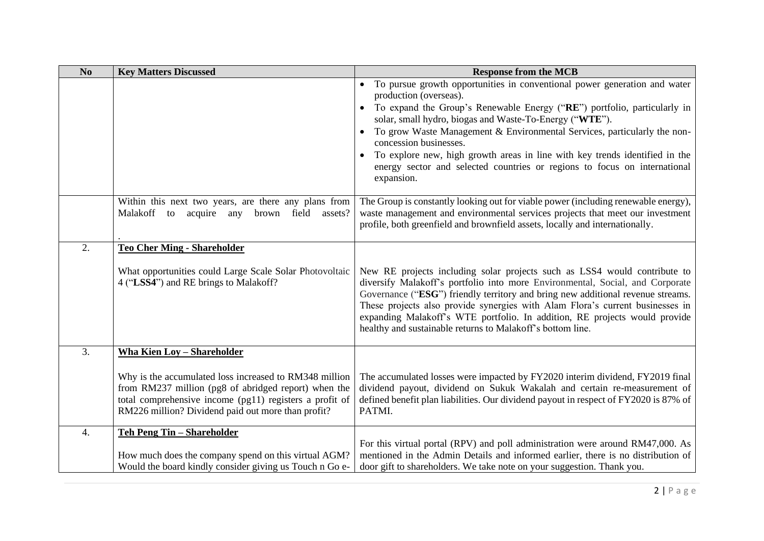| No | Key Matters Discussed | Response from the MCB |
|---|---|---|
| | | • To pursue growth opportunities in conventional power generation and water production (overseas).<br>• To expand the Group's Renewable Energy ("**RE**") portfolio, particularly in solar, small hydro, biogas and Waste-To-Energy ("**WTE**").<br>• To grow Waste Management & Environmental Services, particularly the non-concession businesses.<br>• To explore new, high growth areas in line with key trends identified in the energy sector and selected countries or regions to focus on international expansion. |
| | Within this next two years, are there any plans from Malakoff to acquire any brown field assets?<br>. | The Group is constantly looking out for viable power (including renewable energy), waste management and environmental services projects that meet our investment profile, both greenfield and brownfield assets, locally and internationally. |
| 2. | **<u>Teo Cher Ming - Shareholder</u>**<br><br>What opportunities could Large Scale Solar Photovoltaic 4 ("**LSS4**") and RE brings to Malakoff? | New RE projects including solar projects such as LSS4 would contribute to diversify Malakoff's portfolio into more Environmental, Social, and Corporate Governance ("**ESG**") friendly territory and bring new additional revenue streams. These projects also provide synergies with Alam Flora's current businesses in expanding Malakoff's WTE portfolio. In addition, RE projects would provide healthy and sustainable returns to Malakoff's bottom line. |
| 3. | **<u>Wha Kien Loy – Shareholder</u>**<br><br>Why is the accumulated loss increased to RM348 million from RM237 million (pg8 of abridged report) when the total comprehensive income (pg11) registers a profit of RM226 million? Dividend paid out more than profit? | The accumulated losses were impacted by FY2020 interim dividend, FY2019 final dividend payout, dividend on Sukuk Wakalah and certain re-measurement of defined benefit plan liabilities. Our dividend payout in respect of FY2020 is 87% of PATMI. |
| 4. | **<u>Teh Peng Tin – Shareholder</u>**<br><br>How much does the company spend on this virtual AGM? Would the board kindly consider giving us Touch n Go e- | For this virtual portal (RPV) and poll administration were around RM47,000. As mentioned in the Admin Details and informed earlier, there is no distribution of door gift to shareholders. We take note on your suggestion. Thank you. |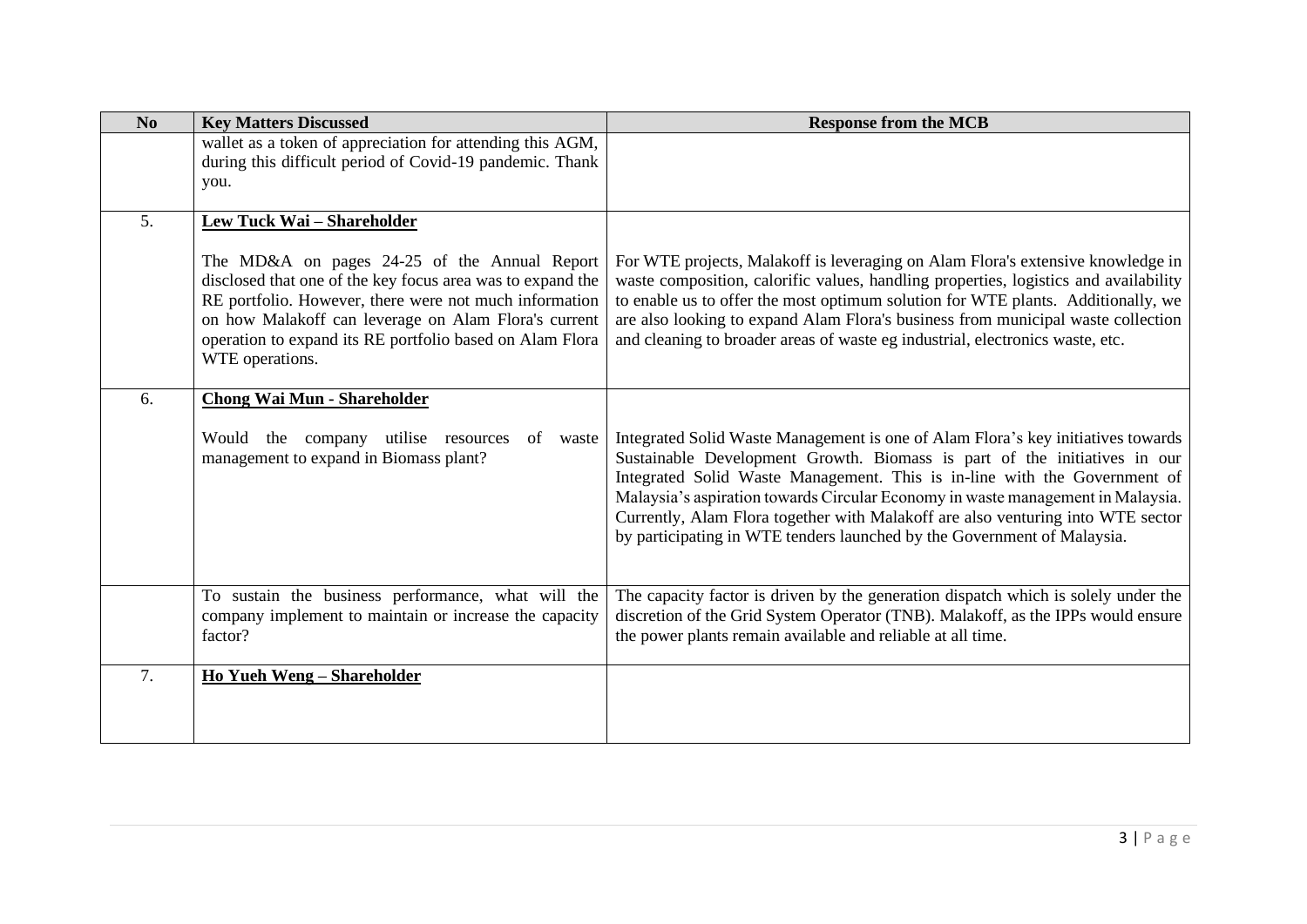| No | Key Matters Discussed | Response from the MCB |
|---|---|---|
| | wallet as a token of appreciation for attending this AGM, during this difficult period of Covid-19 pandemic. Thank you. | |
| 5. | **<u>Lew Tuck Wai – Shareholder</u>**<br><br>The MD&A on pages 24-25 of the Annual Report disclosed that one of the key focus area was to expand the RE portfolio. However, there were not much information on how Malakoff can leverage on Alam Flora's current operation to expand its RE portfolio based on Alam Flora WTE operations. | For WTE projects, Malakoff is leveraging on Alam Flora's extensive knowledge in waste composition, calorific values, handling properties, logistics and availability to enable us to offer the most optimum solution for WTE plants. Additionally, we are also looking to expand Alam Flora's business from municipal waste collection and cleaning to broader areas of waste eg industrial, electronics waste, etc. |
| 6. | **<u>Chong Wai Mun - Shareholder</u>**<br><br>Would the company utilise resources of waste management to expand in Biomass plant? | Integrated Solid Waste Management is one of Alam Flora's key initiatives towards Sustainable Development Growth. Biomass is part of the initiatives in our Integrated Solid Waste Management. This is in-line with the Government of Malaysia's aspiration towards Circular Economy in waste management in Malaysia. Currently, Alam Flora together with Malakoff are also venturing into WTE sector by participating in WTE tenders launched by the Government of Malaysia. |
| | To sustain the business performance, what will the company implement to maintain or increase the capacity factor? | The capacity factor is driven by the generation dispatch which is solely under the discretion of the Grid System Operator (TNB). Malakoff, as the IPPs would ensure the power plants remain available and reliable at all time. |
| 7. | **<u>Ho Yueh Weng – Shareholder</u>** | |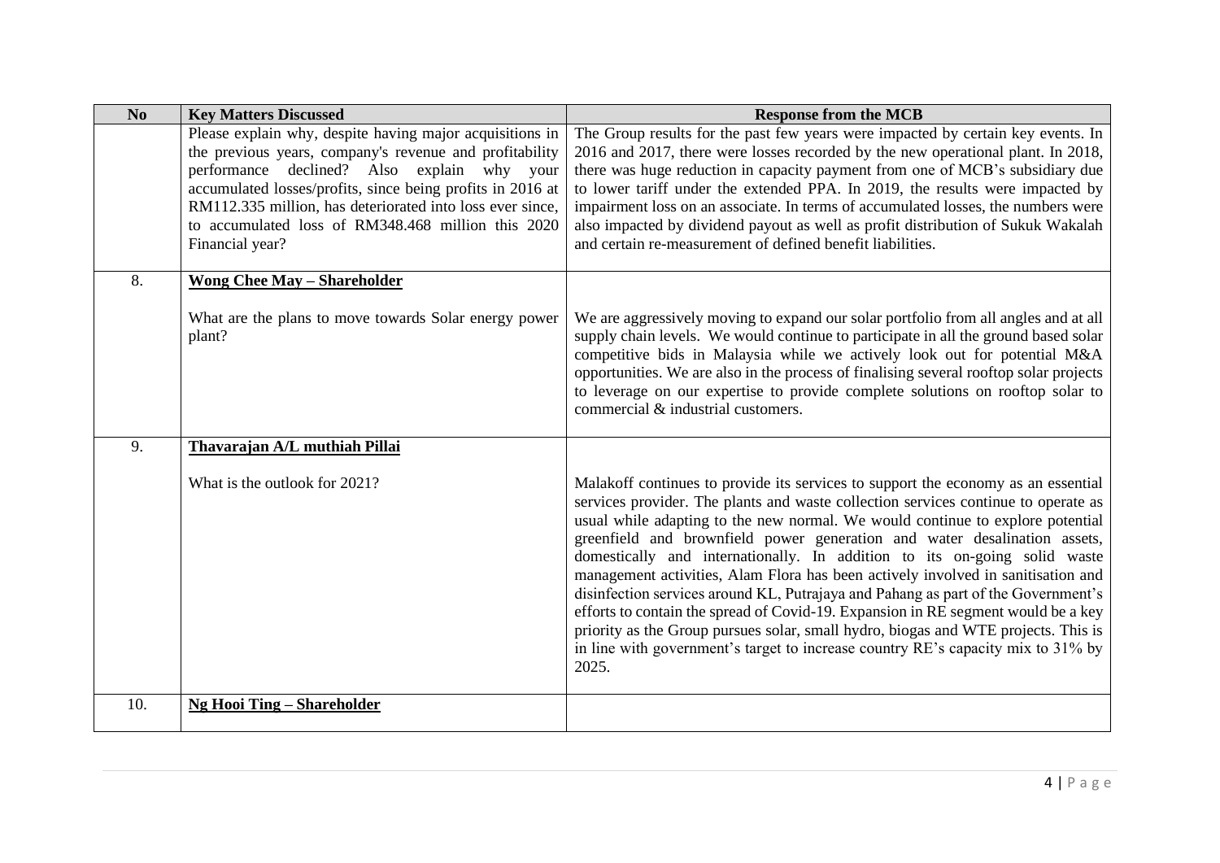| No | Key Matters Discussed | Response from the MCB |
|---|---|---|
| | Please explain why, despite having major acquisitions in the previous years, company's revenue and profitability performance declined? Also explain why your accumulated losses/profits, since being profits in 2016 at RM112.335 million, has deteriorated into loss ever since, to accumulated loss of RM348.468 million this 2020 Financial year? | The Group results for the past few years were impacted by certain key events. In 2016 and 2017, there were losses recorded by the new operational plant. In 2018, there was huge reduction in capacity payment from one of MCB's subsidiary due to lower tariff under the extended PPA. In 2019, the results were impacted by impairment loss on an associate. In terms of accumulated losses, the numbers were also impacted by dividend payout as well as profit distribution of Sukuk Wakalah and certain re-measurement of defined benefit liabilities. |
| 8. | **Wong Chee May – Shareholder**<br><br>What are the plans to move towards Solar energy power plant? | We are aggressively moving to expand our solar portfolio from all angles and at all supply chain levels. We would continue to participate in all the ground based solar competitive bids in Malaysia while we actively look out for potential M&A opportunities. We are also in the process of finalising several rooftop solar projects to leverage on our expertise to provide complete solutions on rooftop solar to commercial & industrial customers. |
| 9. | **Thavarajan A/L muthiah Pillai**<br><br>What is the outlook for 2021? | Malakoff continues to provide its services to support the economy as an essential services provider. The plants and waste collection services continue to operate as usual while adapting to the new normal. We would continue to explore potential greenfield and brownfield power generation and water desalination assets, domestically and internationally. In addition to its on-going solid waste management activities, Alam Flora has been actively involved in sanitisation and disinfection services around KL, Putrajaya and Pahang as part of the Government's efforts to contain the spread of Covid-19. Expansion in RE segment would be a key priority as the Group pursues solar, small hydro, biogas and WTE projects. This is in line with government's target to increase country RE's capacity mix to 31% by 2025. |
| 10. | **Ng Hooi Ting – Shareholder** | |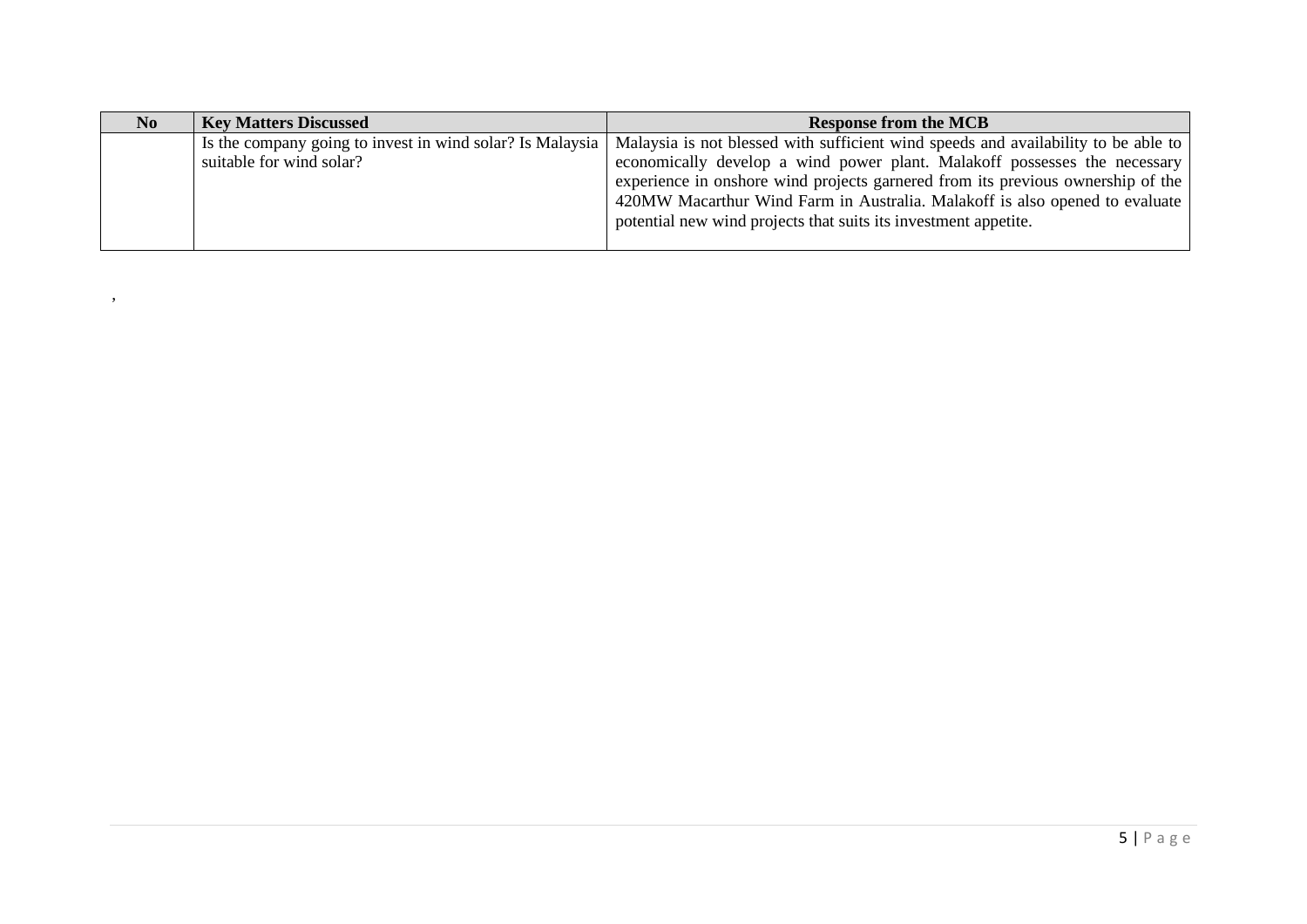| No | Key Matters Discussed | Response from the MCB |
| --- | --- | --- |
| | Is the company going to invest in wind solar? Is Malaysia suitable for wind solar? | Malaysia is not blessed with sufficient wind speeds and availability to be able to economically develop a wind power plant. Malakoff possesses the necessary experience in onshore wind projects garnered from its previous ownership of the 420MW Macarthur Wind Farm in Australia. Malakoff is also opened to evaluate potential new wind projects that suits its investment appetite. |

,